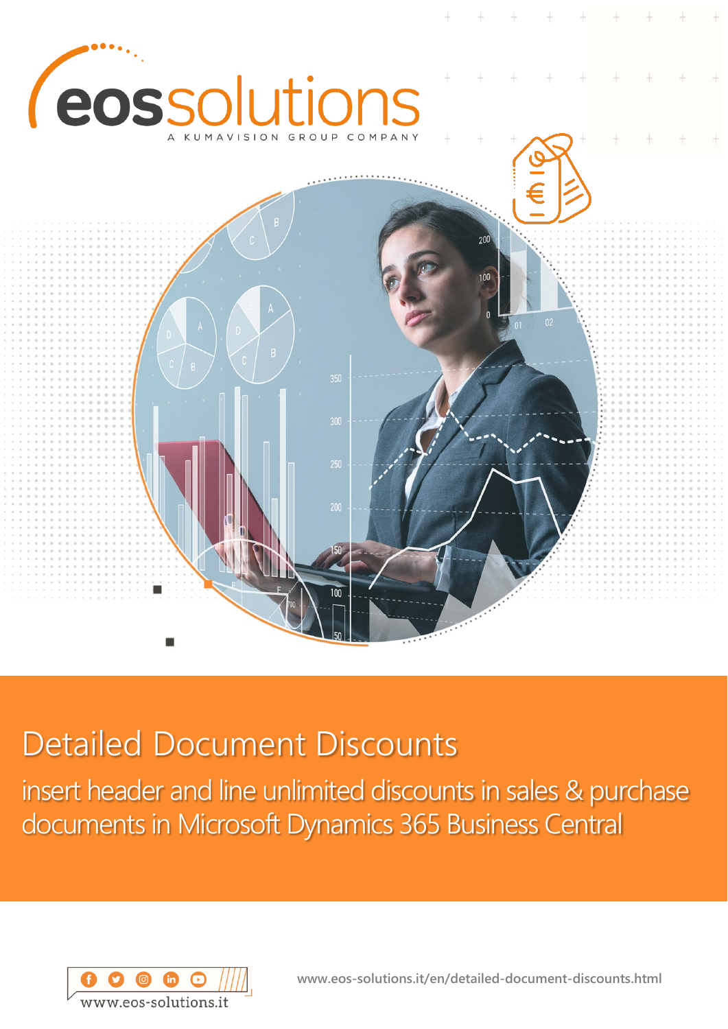eossolutions

A KUMAVISION GROUP COMPANY

# Detailed Document Discounts

insert header and line unlimited discounts in sales & purchase documents in Microsoft Dynamics 365 Business Central

www.eos-solutions.it

www.eos-solutions.it/en/detailed-document-discounts.html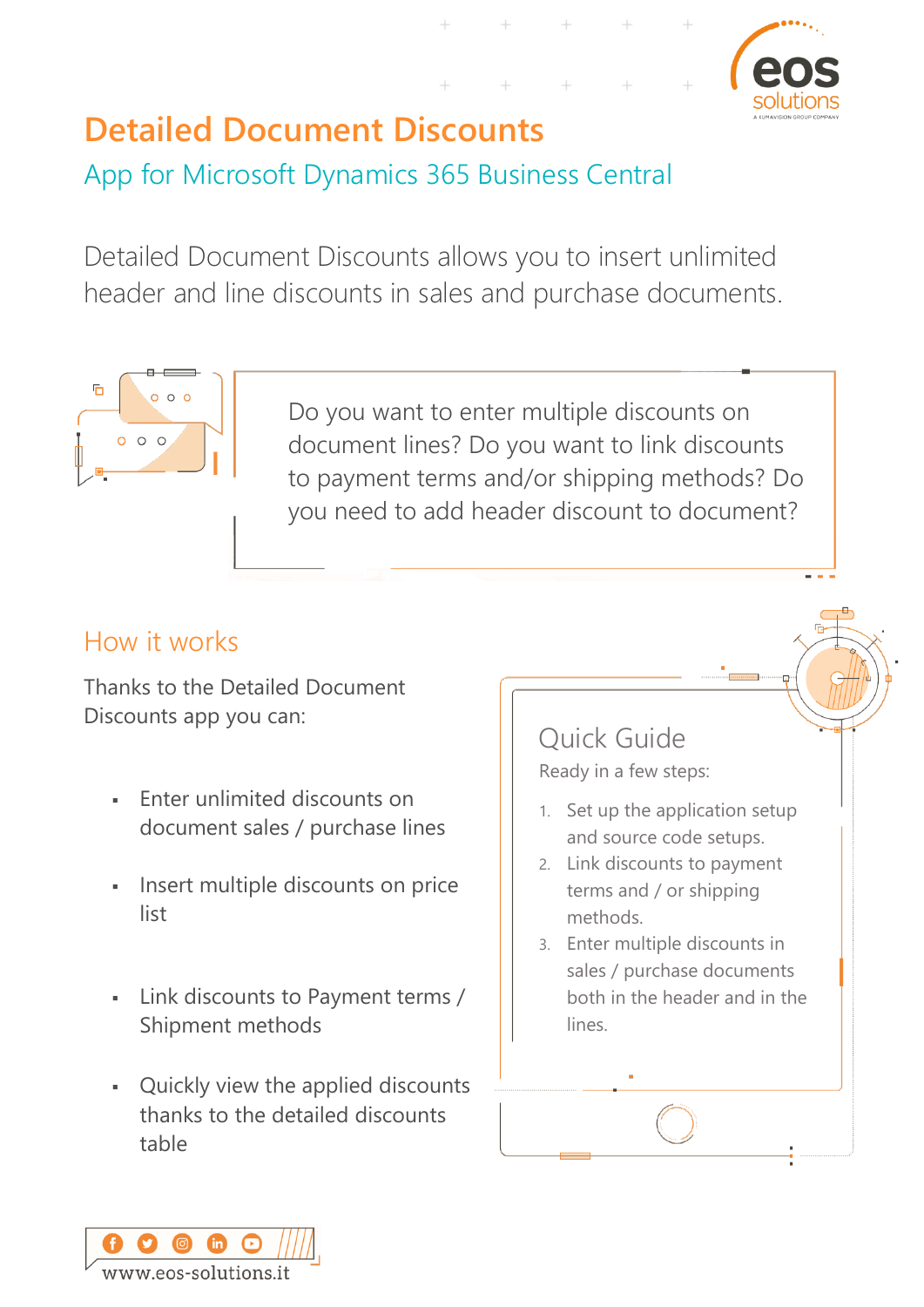# Detailed Document Discounts

## App for Microsoft Dynamics 365 Business Central

Detailed Document Discounts allows you to insert unlimited header and line discounts in sales and purchase documents.

Do you want to enter multiple discounts on document lines? Do you want to link discounts to payment terms and/or shipping methods? Do you need to add header discount to document?

## How it works

Thanks to the Detailed Document Discounts app you can:

- Enter unlimited discounts on document sales / purchase lines
- Insert multiple discounts on price list
- Link discounts to Payment terms / Shipment methods
- Quickly view the applied discounts thanks to the detailed discounts table

### Quick Guide

Ready in a few steps:

1. Set up the application setup and source code setups.
2. Link discounts to payment terms and / or shipping methods.
3. Enter multiple discounts in sales / purchase documents both in the header and in the lines.

www.eos-solutions.it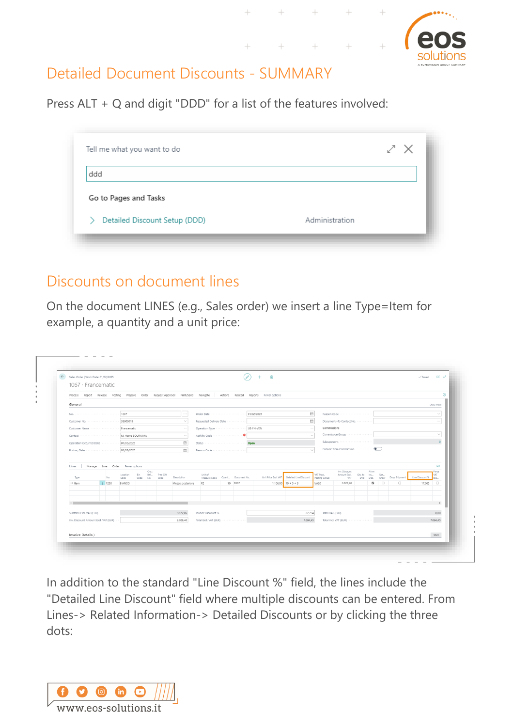# Detailed Document Discounts - SUMMARY

Press ALT + Q and digit "DDD" for a list of the features involved:

## Discounts on document lines

On the document LINES (e.g., Sales order) we insert a line Type=Item for example, a quantity and a unit price:

In addition to the standard "Line Discount %" field, the lines include the "Detailed Line Discount" field where multiple discounts can be entered. From Lines-> Related Information-> Detailed Discounts or by clicking the three dots: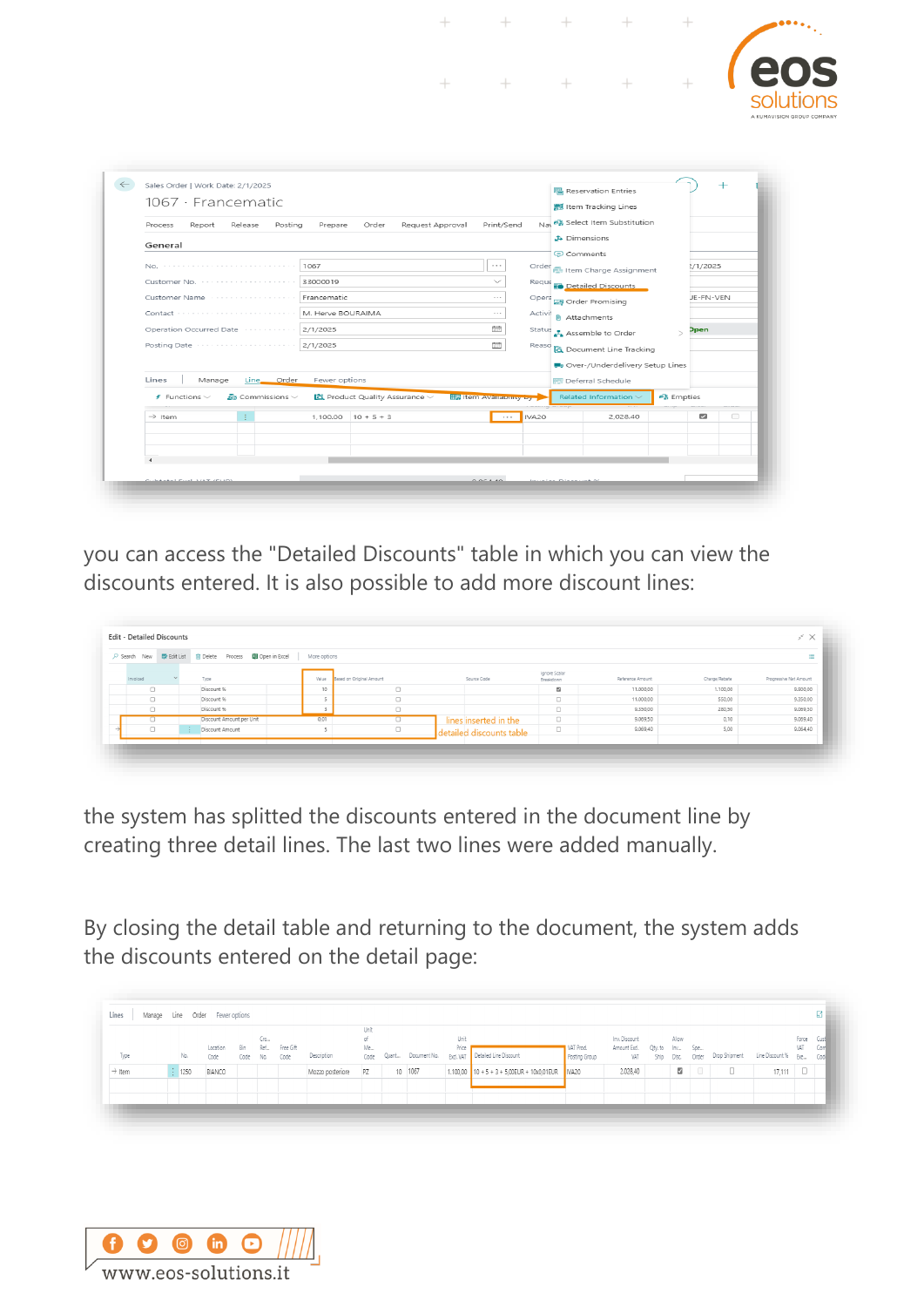you can access the "Detailed Discounts" table in which you can view the discounts entered. It is also possible to add more discount lines:

the system has splitted the discounts entered in the document line by creating three detail lines. The last two lines were added manually.

By closing the detail table and returning to the document, the system adds the discounts entered on the detail page: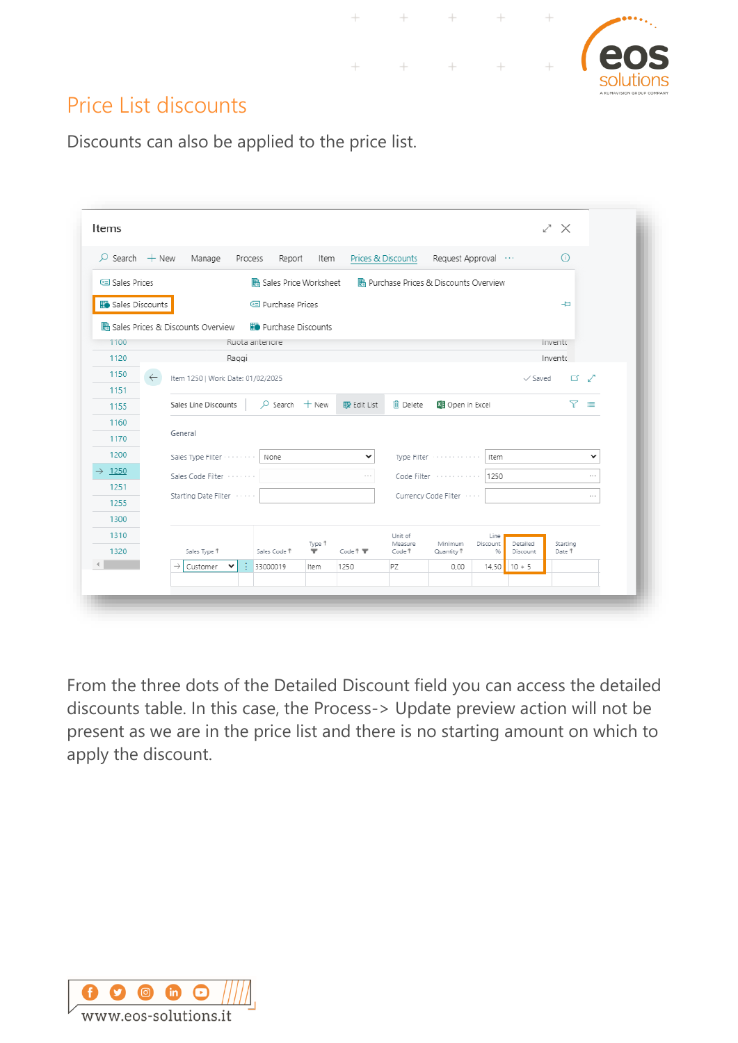## Price List discounts

Discounts can also be applied to the price list.

From the three dots of the Detailed Discount field you can access the detailed discounts table. In this case, the Process-> Update preview action will not be present as we are in the price list and there is no starting amount on which to apply the discount.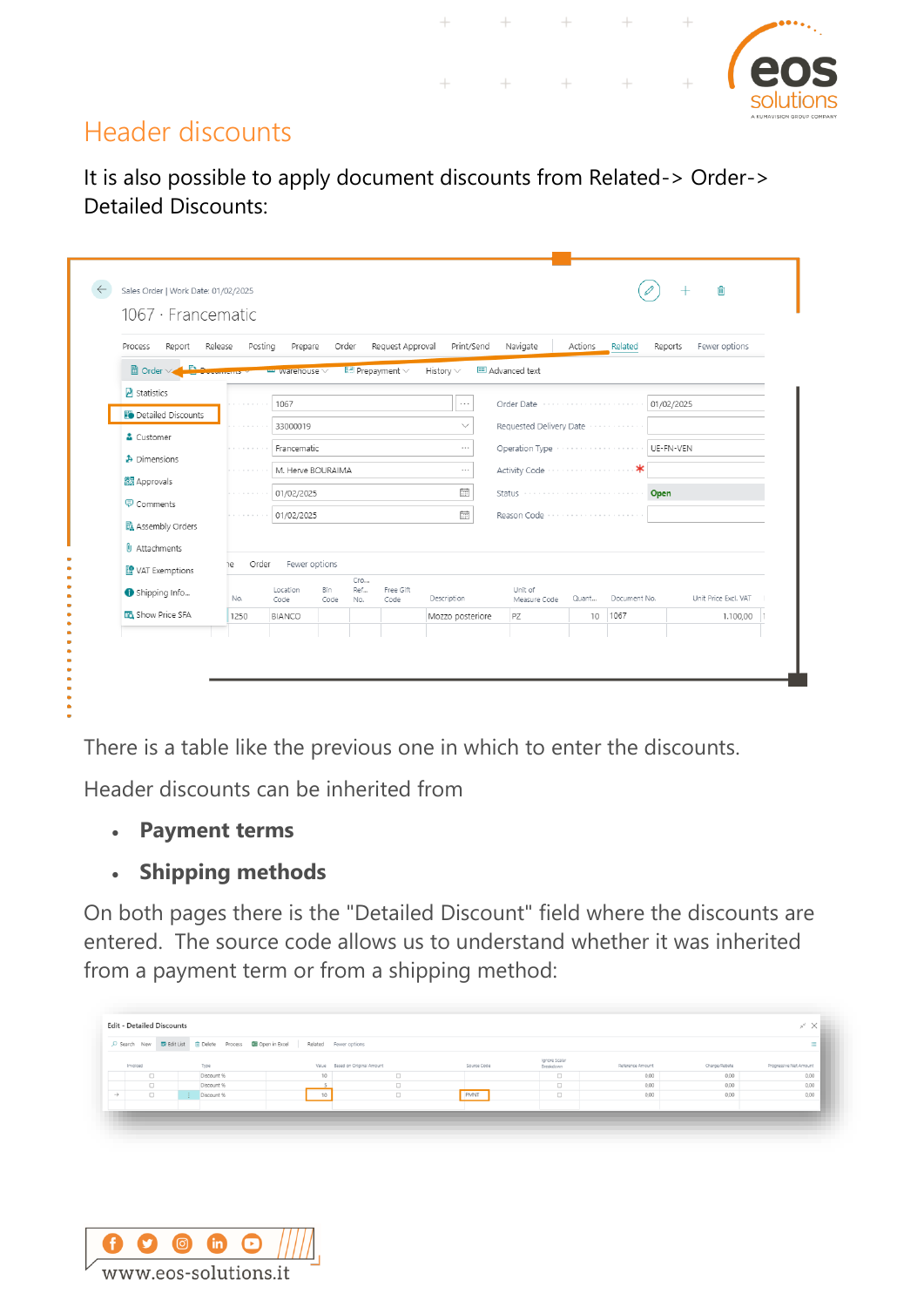## Header discounts

It is also possible to apply document discounts from Related-> Order-> Detailed Discounts:

There is a table like the previous one in which to enter the discounts.

Header discounts can be inherited from

- **Payment terms**
- **Shipping methods**

On both pages there is the "Detailed Discount" field where the discounts are entered. The source code allows us to understand whether it was inherited from a payment term or from a shipping method: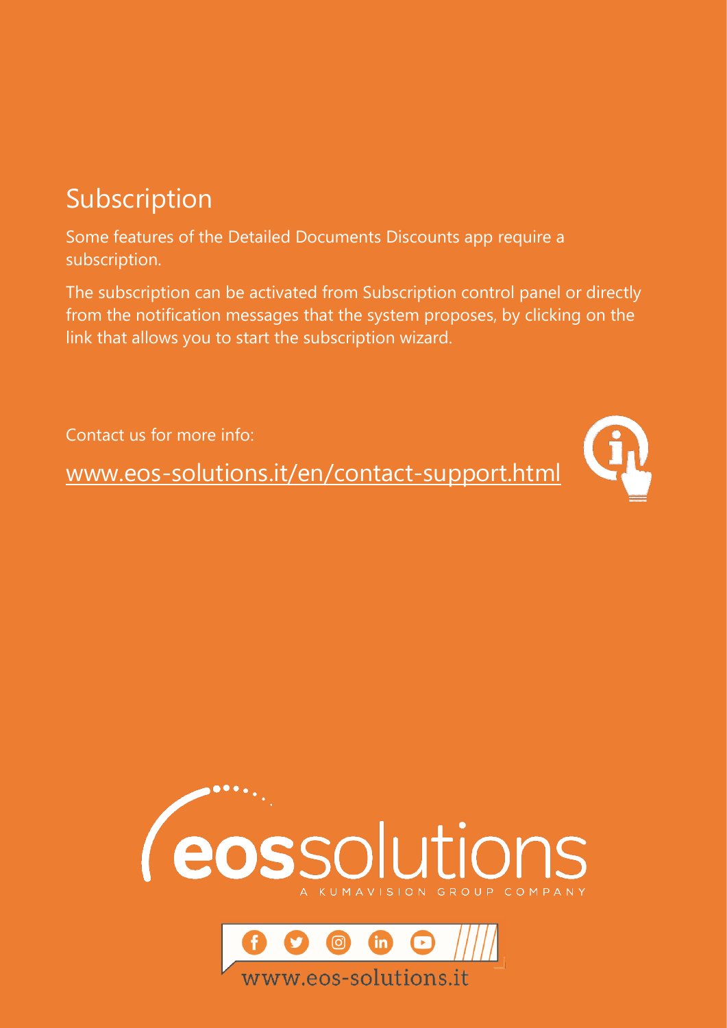## Subscription

Some features of the Detailed Documents Discounts app require a subscription.

The subscription can be activated from Subscription control panel or directly from the notification messages that the system proposes, by clicking on the link that allows you to start the subscription wizard.

Contact us for more info:

www.eos-solutions.it/en/contact-support.html

eossolutions

A KUMAVISION GROUP COMPANY

www.eos-solutions.it